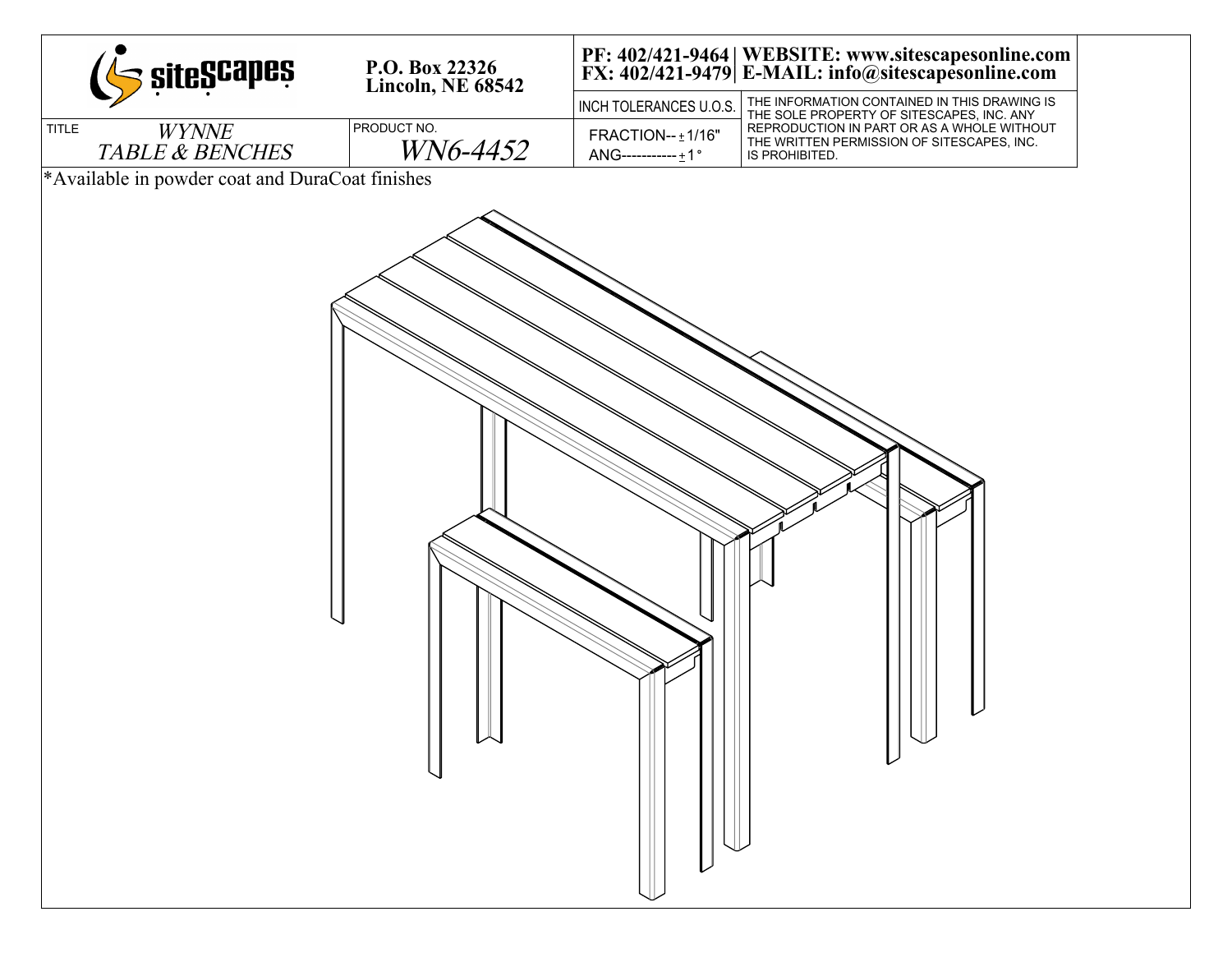| siteScapes | P.O. Box 22326 Lincoln, NE 68542 | PF: 402/421-9464 FX: 402/421-9479 | WEBSITE: www.sitescapesonline.com E-MAIL: info@sitescapesonline.com |
| --- | --- | --- | --- |
| TITLE *WYNNE TABLE & BENCHES* | PRODUCT NO. *WN6-4452* | INCH TOLERANCES U.O.S. FRACTION-- ± 1/16" ANG----------- ± 1° | THE INFORMATION CONTAINED IN THIS DRAWING IS THE SOLE PROPERTY OF SITESCAPES, INC. ANY REPRODUCTION IN PART OR AS A WHOLE WITHOUT THE WRITTEN PERMISSION OF SITESCAPES, INC. IS PROHIBITED. |

*Available in powder coat and DuraCoat finishes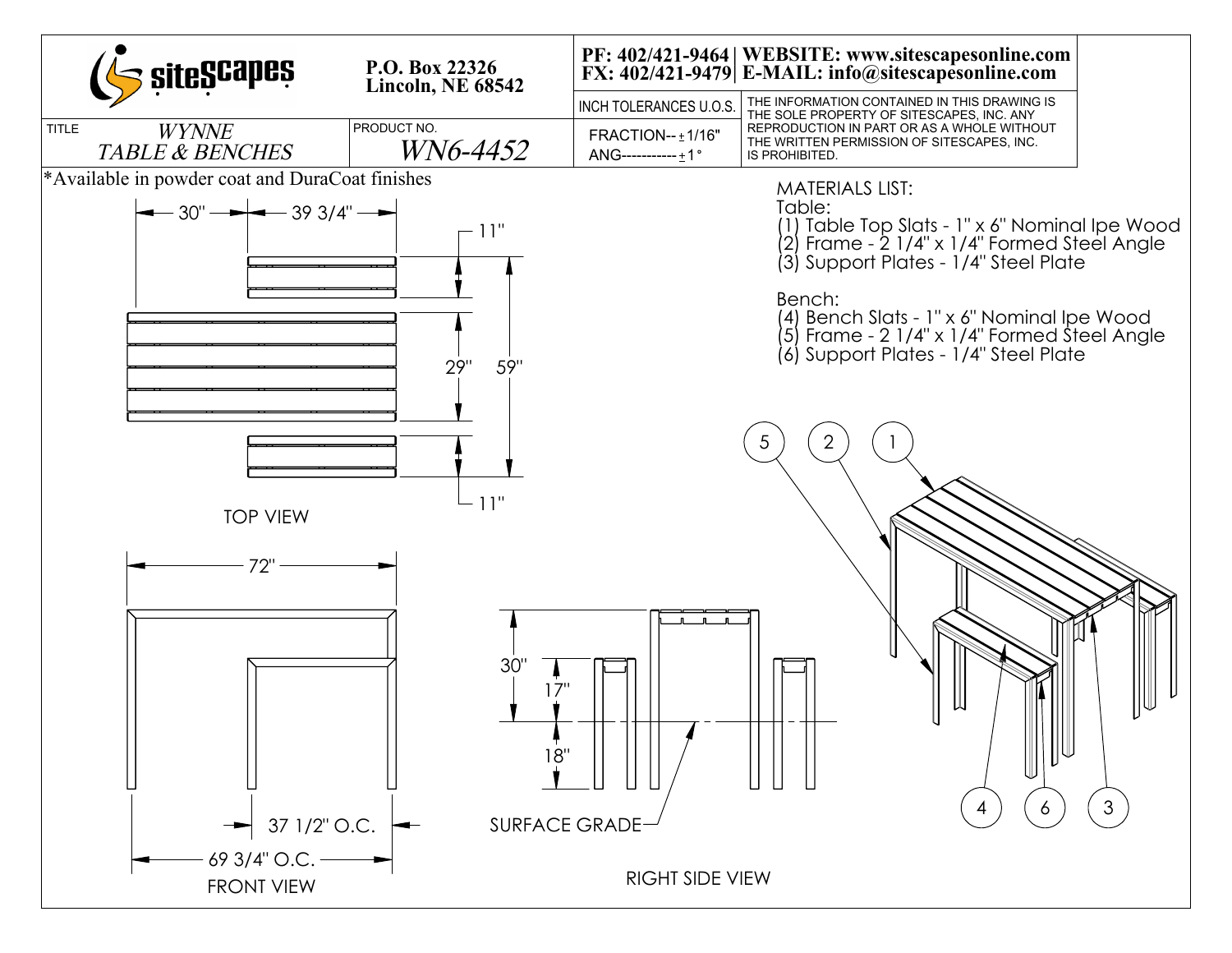**siteScapes**

**P.O. Box 22326**
**Lincoln, NE 68542**

**PF: 402/421-9464 | WEBSITE: www.sitescapesonline.com**
**FX: 402/421-9479 | E-MAIL: info@sitescapesonline.com**

| | | | |
|---|---|---|---|
| TITLE *WYNNE TABLE & BENCHES* | PRODUCT NO. *WN6-4452* | INCH TOLERANCES U.O.S. FRACTION-- ± 1/16" ANG----------- ± 1° | THE INFORMATION CONTAINED IN THIS DRAWING IS THE SOLE PROPERTY OF SITESCAPES, INC. ANY REPRODUCTION IN PART OR AS A WHOLE WITHOUT THE WRITTEN PERMISSION OF SITESCAPES, INC. IS PROHIBITED. |

*Available in powder coat and DuraCoat finishes

MATERIALS LIST:

Table:
(1) Table Top Slats - 1" x 6" Nominal Ipe Wood
(2) Frame - 2 1/4" x 1/4" Formed Steel Angle
(3) Support Plates - 1/4" Steel Plate

Bench:
(4) Bench Slats - 1" x 6" Nominal Ipe Wood
(5) Frame - 2 1/4" x 1/4" Formed Steel Angle
(6) Support Plates - 1/4" Steel Plate

30"
39 3/4"
11"
29"
59"
11"

TOP VIEW

72"
37 1/2" O.C.
69 3/4" O.C.

FRONT VIEW

30"
17"
18"
SURFACE GRADE

RIGHT SIDE VIEW

5 2 1 4 6 3